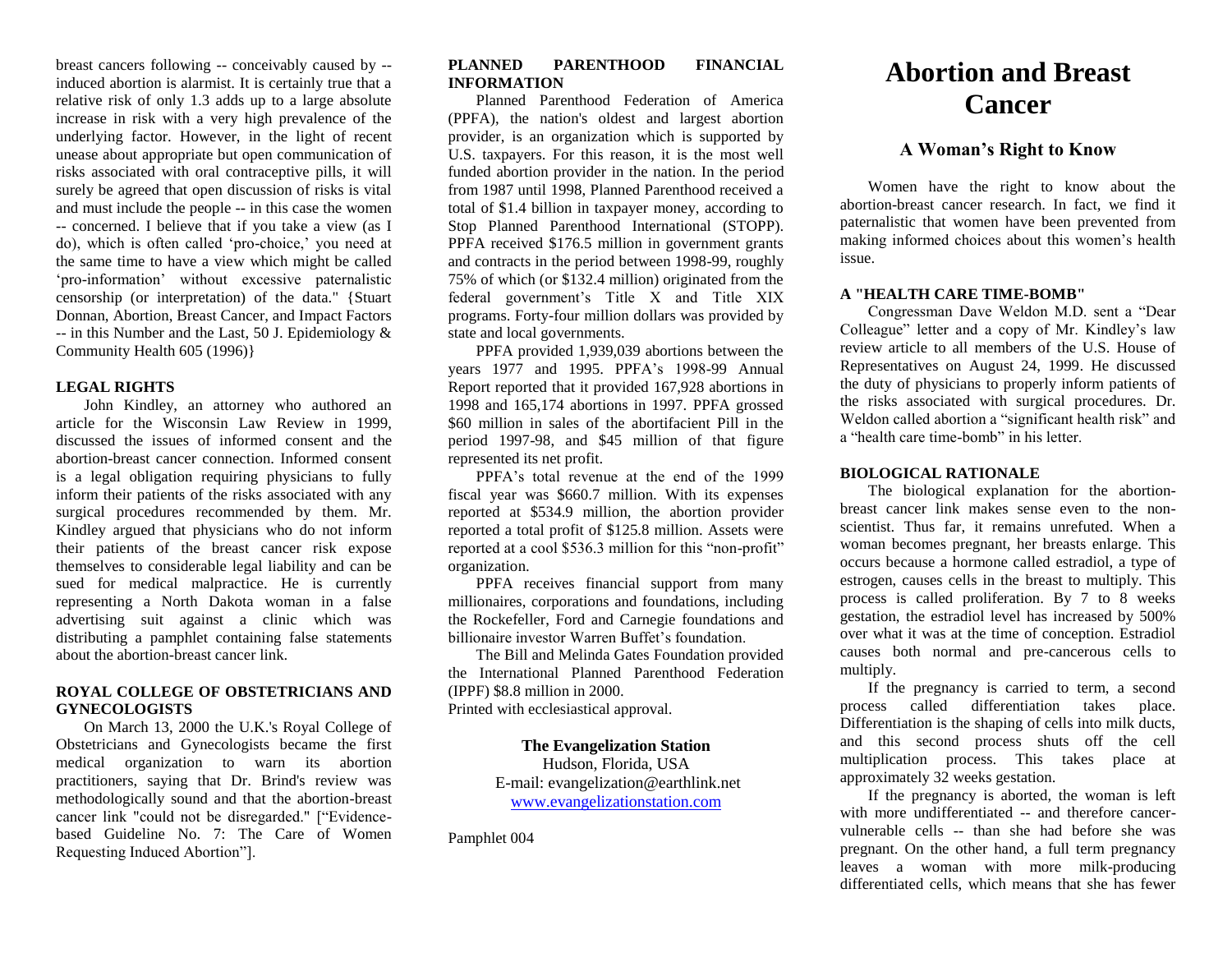breast cancers following -- conceivably caused by -- induced abortion is alarmist. It is certainly true that a relative risk of only 1.3 adds up to a large absolute increase in risk with a very high prevalence of the underlying factor. However, in the light of recent unease about appropriate but open communication of risks associated with oral contraceptive pills, it will surely be agreed that open discussion of risks is vital and must include the people -- in this case the women -- concerned. I believe that if you take a view (as I do), which is often called 'pro-choice,' you need at the same time to have a view which might be called 'pro-information' without excessive paternalistic censorship (or interpretation) of the data." {Stuart Donnan, Abortion, Breast Cancer, and Impact Factors -- in this Number and the Last, 50 J. Epidemiology & Community Health 605 (1996)}

**LEGAL RIGHTS**

John Kindley, an attorney who authored an article for the Wisconsin Law Review in 1999, discussed the issues of informed consent and the abortion-breast cancer connection. Informed consent is a legal obligation requiring physicians to fully inform their patients of the risks associated with any surgical procedures recommended by them. Mr. Kindley argued that physicians who do not inform their patients of the breast cancer risk expose themselves to considerable legal liability and can be sued for medical malpractice. He is currently representing a North Dakota woman in a false advertising suit against a clinic which was distributing a pamphlet containing false statements about the abortion-breast cancer link.

**ROYAL COLLEGE OF OBSTETRICIANS AND GYNECOLOGISTS**

On March 13, 2000 the U.K.'s Royal College of Obstetricians and Gynecologists became the first medical organization to warn its abortion practitioners, saying that Dr. Brind's review was methodologically sound and that the abortion-breast cancer link "could not be disregarded." ["Evidence-based Guideline No. 7: The Care of Women Requesting Induced Abortion"].

**PLANNED PARENTHOOD FINANCIAL INFORMATION**

Planned Parenthood Federation of America (PPFA), the nation's oldest and largest abortion provider, is an organization which is supported by U.S. taxpayers. For this reason, it is the most well funded abortion provider in the nation. In the period from 1987 until 1998, Planned Parenthood received a total of $1.4 billion in taxpayer money, according to Stop Planned Parenthood International (STOPP). PPFA received $176.5 million in government grants and contracts in the period between 1998-99, roughly 75% of which (or $132.4 million) originated from the federal government's Title X and Title XIX programs. Forty-four million dollars was provided by state and local governments.

PPFA provided 1,939,039 abortions between the years 1977 and 1995. PPFA's 1998-99 Annual Report reported that it provided 167,928 abortions in 1998 and 165,174 abortions in 1997. PPFA grossed $60 million in sales of the abortifacient Pill in the period 1997-98, and $45 million of that figure represented its net profit.

PPFA's total revenue at the end of the 1999 fiscal year was $660.7 million. With its expenses reported at $534.9 million, the abortion provider reported a total profit of $125.8 million. Assets were reported at a cool $536.3 million for this "non-profit" organization.

PPFA receives financial support from many millionaires, corporations and foundations, including the Rockefeller, Ford and Carnegie foundations and billionaire investor Warren Buffet's foundation.

The Bill and Melinda Gates Foundation provided the International Planned Parenthood Federation (IPPF) $8.8 million in 2000.

Printed with ecclesiastical approval.

**The Evangelization Station**
Hudson, Florida, USA
E-mail: evangelization@earthlink.net
www.evangelizationstation.com

Pamphlet 004

# Abortion and Breast Cancer

## A Woman's Right to Know

Women have the right to know about the abortion-breast cancer research. In fact, we find it paternalistic that women have been prevented from making informed choices about this women's health issue.

**A "HEALTH CARE TIME-BOMB"**

Congressman Dave Weldon M.D. sent a "Dear Colleague" letter and a copy of Mr. Kindley's law review article to all members of the U.S. House of Representatives on August 24, 1999. He discussed the duty of physicians to properly inform patients of the risks associated with surgical procedures. Dr. Weldon called abortion a "significant health risk" and a "health care time-bomb" in his letter.

**BIOLOGICAL RATIONALE**

The biological explanation for the abortion-breast cancer link makes sense even to the non-scientist. Thus far, it remains unrefuted. When a woman becomes pregnant, her breasts enlarge. This occurs because a hormone called estradiol, a type of estrogen, causes cells in the breast to multiply. This process is called proliferation. By 7 to 8 weeks gestation, the estradiol level has increased by 500% over what it was at the time of conception. Estradiol causes both normal and pre-cancerous cells to multiply.

If the pregnancy is carried to term, a second process called differentiation takes place. Differentiation is the shaping of cells into milk ducts, and this second process shuts off the cell multiplication process. This takes place at approximately 32 weeks gestation.

If the pregnancy is aborted, the woman is left with more undifferentiated -- and therefore cancer-vulnerable cells -- than she had before she was pregnant. On the other hand, a full term pregnancy leaves a woman with more milk-producing differentiated cells, which means that she has fewer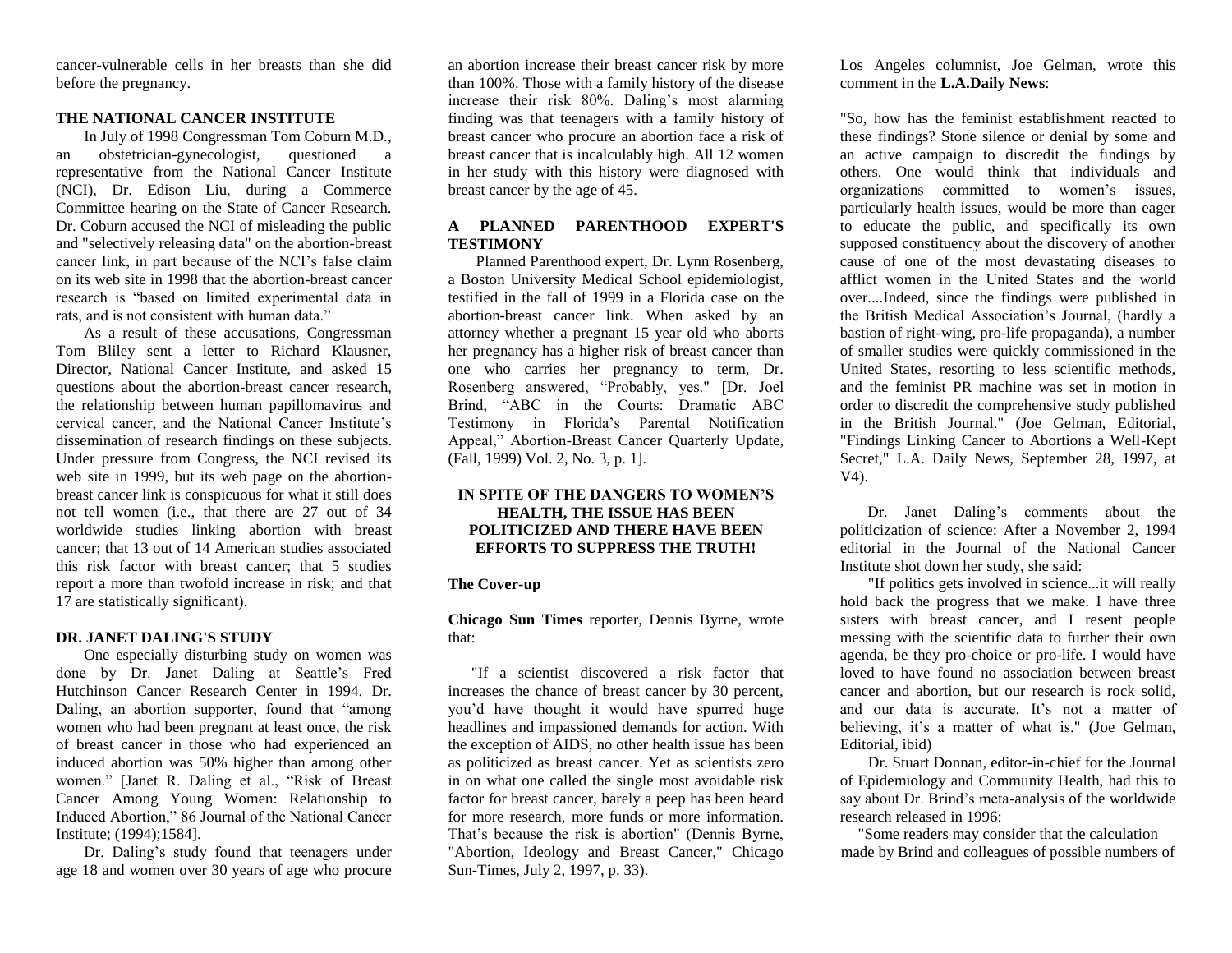cancer-vulnerable cells in her breasts than she did before the pregnancy.

**THE NATIONAL CANCER INSTITUTE**

In July of 1998 Congressman Tom Coburn M.D., an obstetrician-gynecologist, questioned a representative from the National Cancer Institute (NCI), Dr. Edison Liu, during a Commerce Committee hearing on the State of Cancer Research. Dr. Coburn accused the NCI of misleading the public and "selectively releasing data" on the abortion-breast cancer link, in part because of the NCI's false claim on its web site in 1998 that the abortion-breast cancer research is "based on limited experimental data in rats, and is not consistent with human data."

As a result of these accusations, Congressman Tom Bliley sent a letter to Richard Klausner, Director, National Cancer Institute, and asked 15 questions about the abortion-breast cancer research, the relationship between human papillomavirus and cervical cancer, and the National Cancer Institute's dissemination of research findings on these subjects. Under pressure from Congress, the NCI revised its web site in 1999, but its web page on the abortion-breast cancer link is conspicuous for what it still does not tell women (i.e., that there are 27 out of 34 worldwide studies linking abortion with breast cancer; that 13 out of 14 American studies associated this risk factor with breast cancer; that 5 studies report a more than twofold increase in risk; and that 17 are statistically significant).

**DR. JANET DALING'S STUDY**

One especially disturbing study on women was done by Dr. Janet Daling at Seattle's Fred Hutchinson Cancer Research Center in 1994. Dr. Daling, an abortion supporter, found that "among women who had been pregnant at least once, the risk of breast cancer in those who had experienced an induced abortion was 50% higher than among other women." [Janet R. Daling et al., "Risk of Breast Cancer Among Young Women: Relationship to Induced Abortion," 86 Journal of the National Cancer Institute; (1994);1584].

Dr. Daling's study found that teenagers under age 18 and women over 30 years of age who procure an abortion increase their breast cancer risk by more than 100%. Those with a family history of the disease increase their risk 80%. Daling's most alarming finding was that teenagers with a family history of breast cancer who procure an abortion face a risk of breast cancer that is incalculably high. All 12 women in her study with this history were diagnosed with breast cancer by the age of 45.

**A PLANNED PARENTHOOD EXPERT'S TESTIMONY**

Planned Parenthood expert, Dr. Lynn Rosenberg, a Boston University Medical School epidemiologist, testified in the fall of 1999 in a Florida case on the abortion-breast cancer link. When asked by an attorney whether a pregnant 15 year old who aborts her pregnancy has a higher risk of breast cancer than one who carries her pregnancy to term, Dr. Rosenberg answered, "Probably, yes." [Dr. Joel Brind, "ABC in the Courts: Dramatic ABC Testimony in Florida's Parental Notification Appeal," Abortion-Breast Cancer Quarterly Update, (Fall, 1999) Vol. 2, No. 3, p. 1].

**IN SPITE OF THE DANGERS TO WOMEN'S HEALTH, THE ISSUE HAS BEEN POLITICIZED AND THERE HAVE BEEN EFFORTS TO SUPPRESS THE TRUTH!**

**The Cover-up**

**Chicago Sun Times** reporter, Dennis Byrne, wrote that:

"If a scientist discovered a risk factor that increases the chance of breast cancer by 30 percent, you'd have thought it would have spurred huge headlines and impassioned demands for action. With the exception of AIDS, no other health issue has been as politicized as breast cancer. Yet as scientists zero in on what one called the single most avoidable risk factor for breast cancer, barely a peep has been heard for more research, more funds or more information. That's because the risk is abortion" (Dennis Byrne, "Abortion, Ideology and Breast Cancer," Chicago Sun-Times, July 2, 1997, p. 33).

Los Angeles columnist, Joe Gelman, wrote this comment in the **L.A.Daily News**:

"So, how has the feminist establishment reacted to these findings? Stone silence or denial by some and an active campaign to discredit the findings by others. One would think that individuals and organizations committed to women's issues, particularly health issues, would be more than eager to educate the public, and specifically its own supposed constituency about the discovery of another cause of one of the most devastating diseases to afflict women in the United States and the world over....Indeed, since the findings were published in the British Medical Association's Journal, (hardly a bastion of right-wing, pro-life propaganda), a number of smaller studies were quickly commissioned in the United States, resorting to less scientific methods, and the feminist PR machine was set in motion in order to discredit the comprehensive study published in the British Journal." (Joe Gelman, Editorial, "Findings Linking Cancer to Abortions a Well-Kept Secret," L.A. Daily News, September 28, 1997, at V4).

Dr. Janet Daling's comments about the politicization of science: After a November 2, 1994 editorial in the Journal of the National Cancer Institute shot down her study, she said:

"If politics gets involved in science...it will really hold back the progress that we make. I have three sisters with breast cancer, and I resent people messing with the scientific data to further their own agenda, be they pro-choice or pro-life. I would have loved to have found no association between breast cancer and abortion, but our research is rock solid, and our data is accurate. It's not a matter of believing, it's a matter of what is." (Joe Gelman, Editorial, ibid)

Dr. Stuart Donnan, editor-in-chief for the Journal of Epidemiology and Community Health, had this to say about Dr. Brind's meta-analysis of the worldwide research released in 1996:

"Some readers may consider that the calculation made by Brind and colleagues of possible numbers of